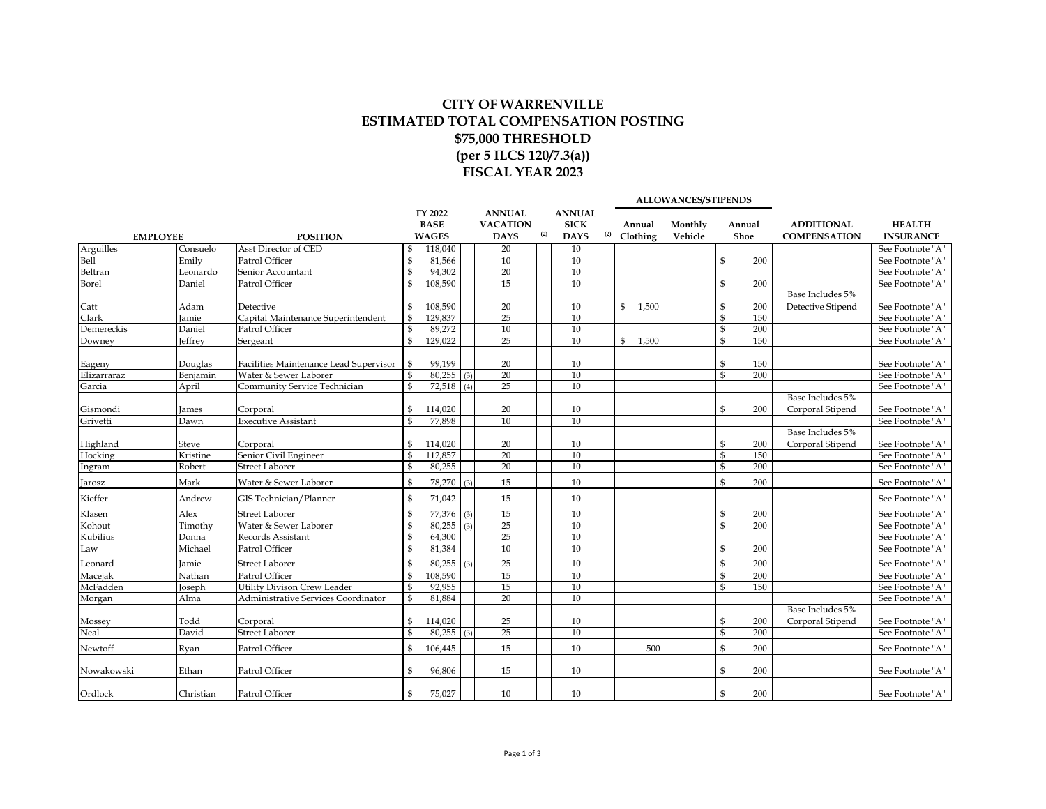# CITY OF WARRENVILLE
# ESTIMATED TOTAL COMPENSATION POSTING
# $75,000 THRESHOLD
# (per 5 ILCS 120/7.3(a))
# FISCAL YEAR 2023

| EMPLOYEE | | POSITION | FY 2022 BASE WAGES | | ANNUAL VACATION DAYS (2) | ANNUAL SICK DAYS (2) | ALLOWANCES/STIPENDS Annual Clothing | Monthly Vehicle | Annual Shoe | ADDITIONAL COMPENSATION | HEALTH INSURANCE |
|---|---|---|---|---|---|---|---|---|---|---|---|
| Arguilles | Consuelo | Asst Director of CED | $ 118,040 | | 20 | 10 | | | | | See Footnote "A" |
| Bell | Emily | Patrol Officer | $ 81,566 | | 10 | 10 | | | $ 200 | | See Footnote "A" |
| Beltran | Leonardo | Senior Accountant | $ 94,302 | | 20 | 10 | | | | | See Footnote "A" |
| Borel | Daniel | Patrol Officer | $ 108,590 | | 15 | 10 | | | $ 200 | | See Footnote "A" |
| Catt | Adam | Detective | $ 108,590 | | 20 | 10 | $ 1,500 | | $ 200 | Base Includes 5% Detective Stipend | See Footnote "A" |
| Clark | Jamie | Capital Maintenance Superintendent | $ 129,837 | | 25 | 10 | | | $ 150 | | See Footnote "A" |
| Demereckis | Daniel | Patrol Officer | $ 89,272 | | 10 | 10 | | | $ 200 | | See Footnote "A" |
| Downey | Jeffrey | Sergeant | $ 129,022 | | 25 | 10 | $ 1,500 | | $ 150 | | See Footnote "A" |
| Eageny | Douglas | Facilities Maintenance Lead Supervisor | $ 99,199 | | 20 | 10 | | | $ 150 | | See Footnote "A" |
| Elizarraraz | Benjamin | Water & Sewer Laborer | $ 80,255 | (3) | 20 | 10 | | | $ 200 | | See Footnote "A" |
| Garcia | April | Community Service Technician | $ 72,518 | (4) | 25 | 10 | | | | | See Footnote "A" |
| Gismondi | James | Corporal | $ 114,020 | | 20 | 10 | | | $ 200 | Base Includes 5% Corporal Stipend | See Footnote "A" |
| Grivetti | Dawn | Executive Assistant | $ 77,898 | | 10 | 10 | | | | | See Footnote "A" |
| Highland | Steve | Corporal | $ 114,020 | | 20 | 10 | | | $ 200 | Base Includes 5% Corporal Stipend | See Footnote "A" |
| Hocking | Kristine | Senior Civil Engineer | $ 112,857 | | 20 | 10 | | | $ 150 | | See Footnote "A" |
| Ingram | Robert | Street Laborer | $ 80,255 | | 20 | 10 | | | $ 200 | | See Footnote "A" |
| Jarosz | Mark | Water & Sewer Laborer | $ 78,270 | (3) | 15 | 10 | | | $ 200 | | See Footnote "A" |
| Kieffer | Andrew | GIS Technician/Planner | $ 71,042 | | 15 | 10 | | | | | See Footnote "A" |
| Klasen | Alex | Street Laborer | $ 77,376 | (3) | 15 | 10 | | | $ 200 | | See Footnote "A" |
| Kohout | Timothy | Water & Sewer Laborer | $ 80,255 | (3) | 25 | 10 | | | $ 200 | | See Footnote "A" |
| Kubilius | Donna | Records Assistant | $ 64,300 | | 25 | 10 | | | | | See Footnote "A" |
| Law | Michael | Patrol Officer | $ 81,384 | | 10 | 10 | | | $ 200 | | See Footnote "A" |
| Leonard | Jamie | Street Laborer | $ 80,255 | (3) | 25 | 10 | | | $ 200 | | See Footnote "A" |
| Macejak | Nathan | Patrol Officer | $ 108,590 | | 15 | 10 | | | $ 200 | | See Footnote "A" |
| McFadden | Joseph | Utility Divison Crew Leader | $ 92,955 | | 15 | 10 | | | $ 150 | | See Footnote "A" |
| Morgan | Alma | Administrative Services Coordinator | $ 81,884 | | 20 | 10 | | | | | See Footnote "A" |
| Mossey | Todd | Corporal | $ 114,020 | | 25 | 10 | | | $ 200 | Base Includes 5% Corporal Stipend | See Footnote "A" |
| Neal | David | Street Laborer | $ 80,255 | (3) | 25 | 10 | | | $ 200 | | See Footnote "A" |
| Newtoff | Ryan | Patrol Officer | $ 106,445 | | 15 | 10 | 500 | | $ 200 | | See Footnote "A" |
| Nowakowski | Ethan | Patrol Officer | $ 96,806 | | 15 | 10 | | | $ 200 | | See Footnote "A" |
| Ordlock | Christian | Patrol Officer | $ 75,027 | | 10 | 10 | | | $ 200 | | See Footnote "A" |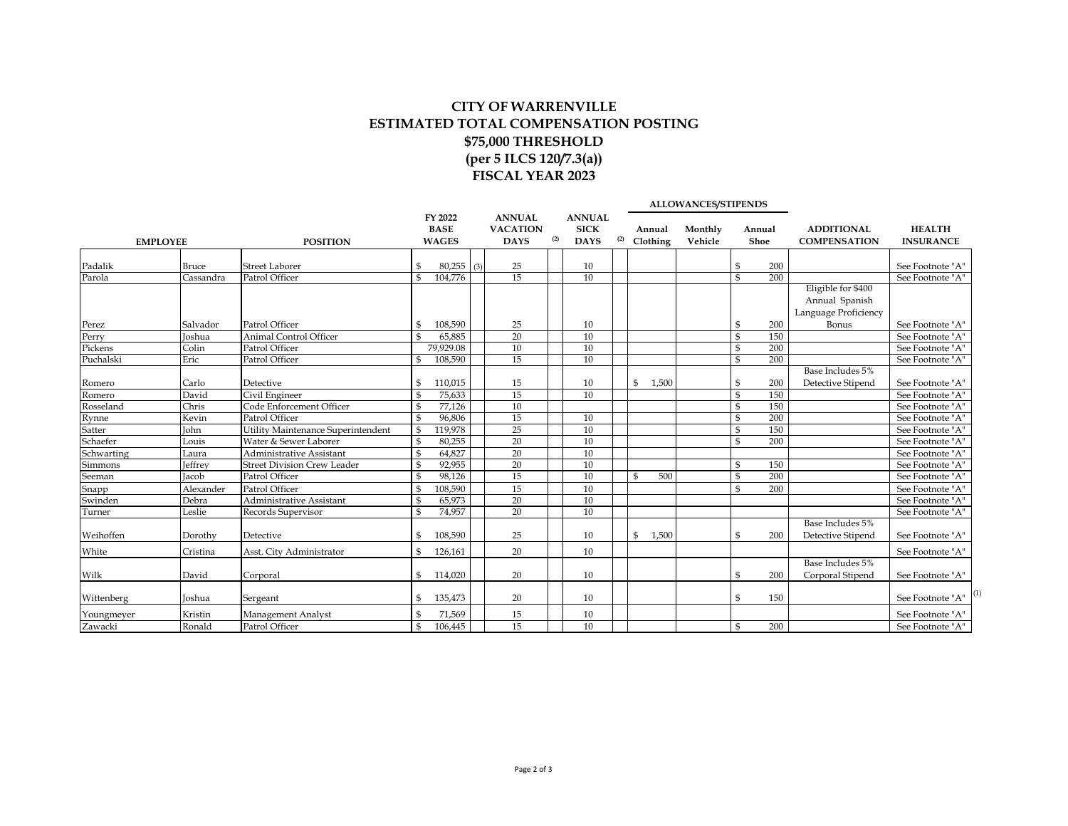# CITY OF WARRENVILLE
# ESTIMATED TOTAL COMPENSATION POSTING
# $75,000 THRESHOLD
# (per 5 ILCS 120/7.3(a))
# FISCAL YEAR 2023

| | | | | | | ALLOWANCES/STIPENDS | | | | |
|---|---|---|---|---|---|---|---|---|---|---|
| EMPLOYEE | | POSITION | FY 2022 BASE WAGES | ANNUAL VACATION DAYS (2) | ANNUAL SICK DAYS (2) | Annual Clothing | Monthly Vehicle | Annual Shoe | ADDITIONAL COMPENSATION | HEALTH INSURANCE |
| Padalik | Bruce | Street Laborer | $ 80,255 (3) | 25 | 10 | | | $ 200 | | See Footnote "A" |
| Parola | Cassandra | Patrol Officer | $ 104,776 | 15 | 10 | | | $ 200 | | See Footnote "A" |
| Perez | Salvador | Patrol Officer | $ 108,590 | 25 | 10 | | | $ 200 | Eligible for $400 Annual Spanish Language Proficiency Bonus | See Footnote "A" |
| Perry | Joshua | Animal Control Officer | $ 65,885 | 20 | 10 | | | $ 150 | | See Footnote "A" |
| Pickens | Colin | Patrol Officer | 79,929.08 | 10 | 10 | | | $ 200 | | See Footnote "A" |
| Puchalski | Eric | Patrol Officer | $ 108,590 | 15 | 10 | | | $ 200 | | See Footnote "A" |
| Romero | Carlo | Detective | $ 110,015 | 15 | 10 | $ 1,500 | | $ 200 | Base Includes 5% Detective Stipend | See Footnote "A" |
| Romero | David | Civil Engineer | $ 75,633 | 15 | 10 | | | $ 150 | | See Footnote "A" |
| Rosseland | Chris | Code Enforcement Officer | $ 77,126 | 10 | | | | $ 150 | | See Footnote "A" |
| Rynne | Kevin | Patrol Officer | $ 96,806 | 15 | 10 | | | $ 200 | | See Footnote "A" |
| Satter | John | Utility Maintenance Superintendent | $ 119,978 | 25 | 10 | | | $ 150 | | See Footnote "A" |
| Schaefer | Louis | Water & Sewer Laborer | $ 80,255 | 20 | 10 | | | $ 200 | | See Footnote "A" |
| Schwarting | Laura | Administrative Assistant | $ 64,827 | 20 | 10 | | | | | See Footnote "A" |
| Simmons | Jeffrey | Street Division Crew Leader | $ 92,955 | 20 | 10 | | | $ 150 | | See Footnote "A" |
| Seeman | Jacob | Patrol Officer | $ 98,126 | 15 | 10 | $ 500 | | $ 200 | | See Footnote "A" |
| Snapp | Alexander | Patrol Officer | $ 108,590 | 15 | 10 | | | $ 200 | | See Footnote "A" |
| Swinden | Debra | Administrative Assistant | $ 65,973 | 20 | 10 | | | | | See Footnote "A" |
| Turner | Leslie | Records Supervisor | $ 74,957 | 20 | 10 | | | | | See Footnote "A" |
| Weihoffen | Dorothy | Detective | $ 108,590 | 25 | 10 | $ 1,500 | | $ 200 | Base Includes 5% Detective Stipend | See Footnote "A" |
| White | Cristina | Asst. City Administrator | $ 126,161 | 20 | 10 | | | | | See Footnote "A" |
| Wilk | David | Corporal | $ 114,020 | 20 | 10 | | | $ 200 | Base Includes 5% Corporal Stipend | See Footnote "A" |
| Wittenberg | Joshua | Sergeant | $ 135,473 | 20 | 10 | | | $ 150 | | See Footnote "A" (1) |
| Youngmeyer | Kristin | Management Analyst | $ 71,569 | 15 | 10 | | | | | See Footnote "A" |
| Zawacki | Ronald | Patrol Officer | $ 106,445 | 15 | 10 | | | $ 200 | | See Footnote "A" |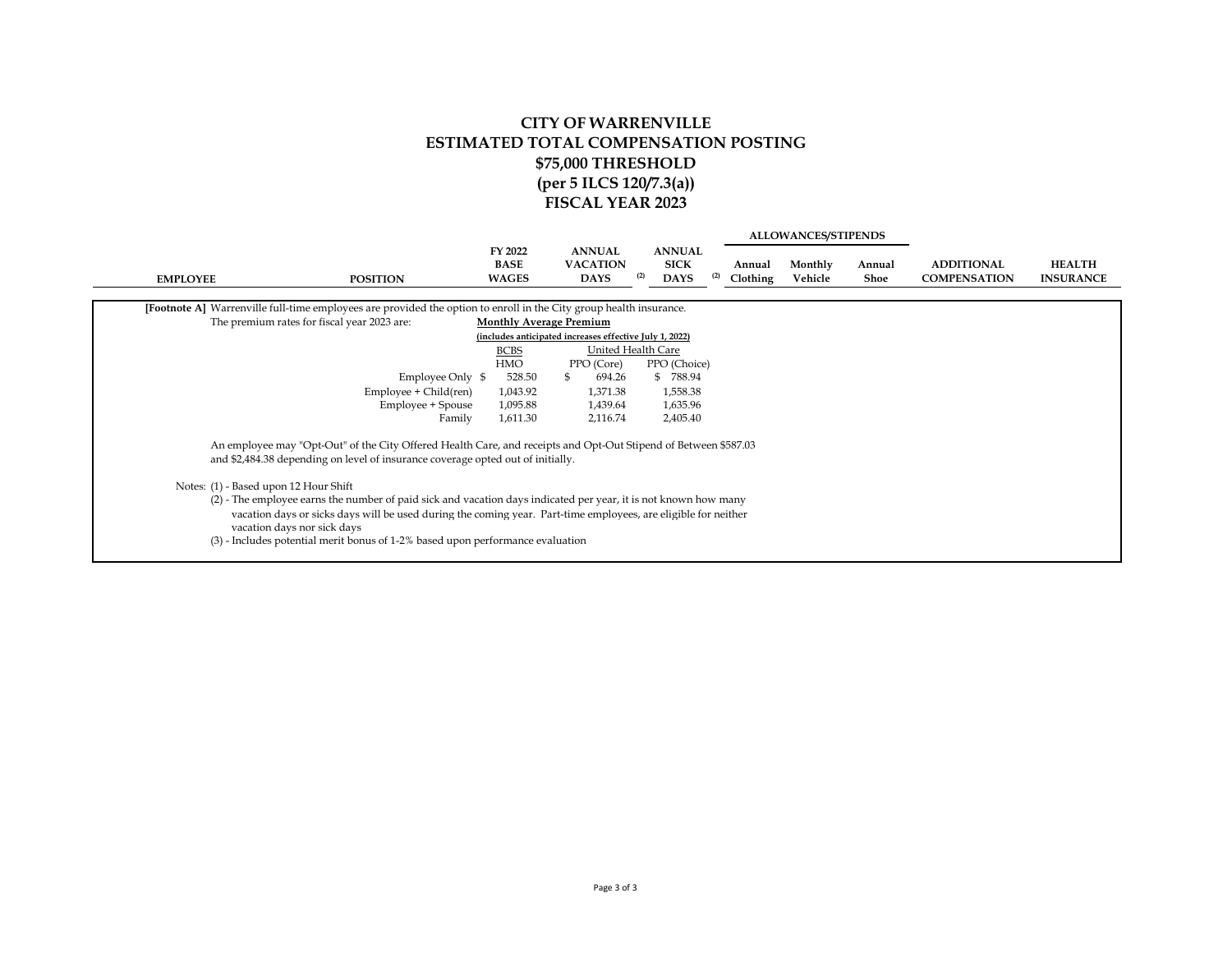# CITY OF WARRENVILLE
## ESTIMATED TOTAL COMPENSATION POSTING
## $75,000 THRESHOLD
## (per 5 ILCS 120/7.3(a))
## FISCAL YEAR 2023

| | | | | | ALLOWANCES/STIPENDS | | | | |
|---|---|---|---|---|---|---|---|---|---|
| EMPLOYEE | POSITION | FY 2022 BASE WAGES | ANNUAL VACATION DAYS (2) | ANNUAL SICK DAYS (2) | Annual Clothing | Monthly Vehicle | Annual Shoe | ADDITIONAL COMPENSATION | HEALTH INSURANCE |

**[Footnote A]** Warrenville full-time employees are provided the option to enroll in the City group health insurance.

The premium rates for fiscal year 2023 are:

**Monthly Average Premium**
**(includes anticipated increases effective July 1, 2022)**

| | BCBS HMO | United Health Care PPO (Core) | United Health Care PPO (Choice) |
|---|---|---|---|
| Employee Only | $ 528.50 | $ 694.26 | $ 788.94 |
| Employee + Child(ren) | 1,043.92 | 1,371.38 | 1,558.38 |
| Employee + Spouse | 1,095.88 | 1,439.64 | 1,635.96 |
| Family | 1,611.30 | 2,116.74 | 2,405.40 |

An employee may "Opt-Out" of the City Offered Health Care, and receipts and Opt-Out Stipend of Between $587.03 and $2,484.38 depending on level of insurance coverage opted out of initially.

Notes: (1) - Based upon 12 Hour Shift

(2) - The employee earns the number of paid sick and vacation days indicated per year, it is not known how many vacation days or sicks days will be used during the coming year. Part-time employees, are eligible for neither vacation days nor sick days

(3) - Includes potential merit bonus of 1-2% based upon performance evaluation